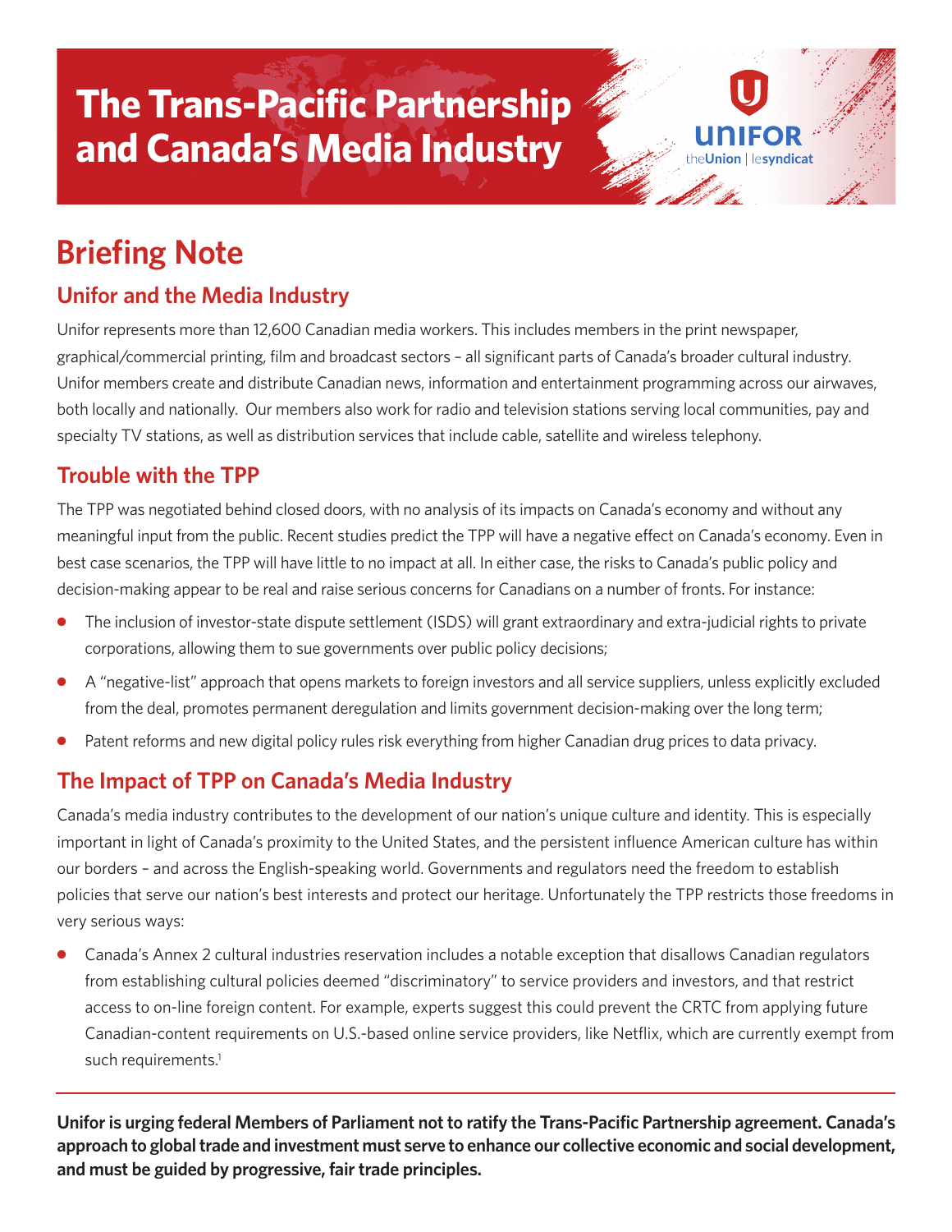# The Trans-Pacific Partnership and Canada's Media Industry

UNIFOR
theUnion | lesyndicat

## Briefing Note

### Unifor and the Media Industry

Unifor represents more than 12,600 Canadian media workers. This includes members in the print newspaper, graphical/commercial printing, film and broadcast sectors – all significant parts of Canada's broader cultural industry. Unifor members create and distribute Canadian news, information and entertainment programming across our airwaves, both locally and nationally. Our members also work for radio and television stations serving local communities, pay and specialty TV stations, as well as distribution services that include cable, satellite and wireless telephony.

### Trouble with the TPP

The TPP was negotiated behind closed doors, with no analysis of its impacts on Canada's economy and without any meaningful input from the public. Recent studies predict the TPP will have a negative effect on Canada's economy. Even in best case scenarios, the TPP will have little to no impact at all. In either case, the risks to Canada's public policy and decision-making appear to be real and raise serious concerns for Canadians on a number of fronts. For instance:

- The inclusion of investor-state dispute settlement (ISDS) will grant extraordinary and extra-judicial rights to private corporations, allowing them to sue governments over public policy decisions;
- A "negative-list" approach that opens markets to foreign investors and all service suppliers, unless explicitly excluded from the deal, promotes permanent deregulation and limits government decision-making over the long term;
- Patent reforms and new digital policy rules risk everything from higher Canadian drug prices to data privacy.

### The Impact of TPP on Canada's Media Industry

Canada's media industry contributes to the development of our nation's unique culture and identity. This is especially important in light of Canada's proximity to the United States, and the persistent influence American culture has within our borders – and across the English-speaking world. Governments and regulators need the freedom to establish policies that serve our nation's best interests and protect our heritage. Unfortunately the TPP restricts those freedoms in very serious ways:

- Canada's Annex 2 cultural industries reservation includes a notable exception that disallows Canadian regulators from establishing cultural policies deemed "discriminatory" to service providers and investors, and that restrict access to on-line foreign content. For example, experts suggest this could prevent the CRTC from applying future Canadian-content requirements on U.S.-based online service providers, like Netflix, which are currently exempt from such requirements.[1]

---

**Unifor is urging federal Members of Parliament not to ratify the Trans-Pacific Partnership agreement. Canada's approach to global trade and investment must serve to enhance our collective economic and social development, and must be guided by progressive, fair trade principles.**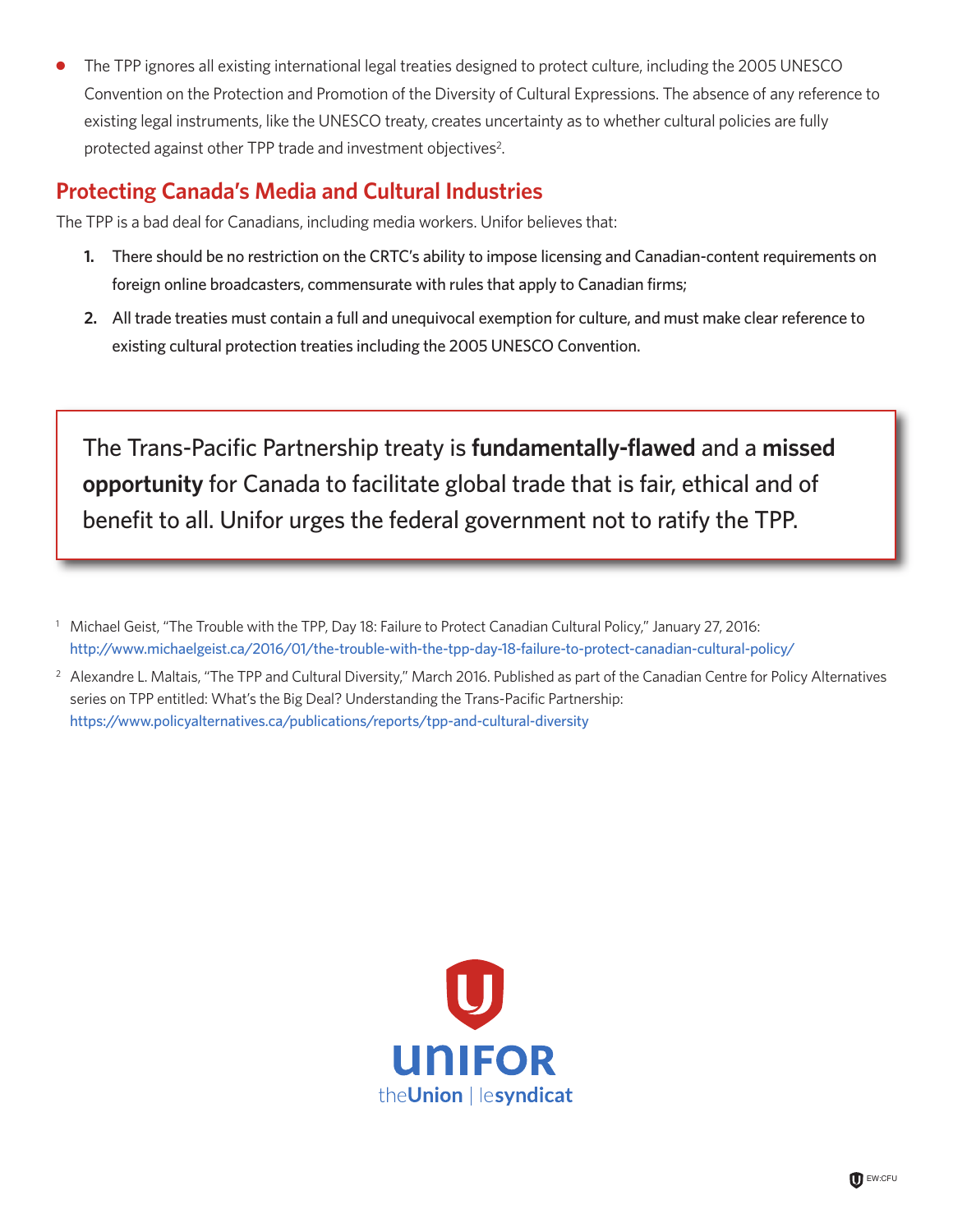- The TPP ignores all existing international legal treaties designed to protect culture, including the 2005 UNESCO Convention on the Protection and Promotion of the Diversity of Cultural Expressions. The absence of any reference to existing legal instruments, like the UNESCO treaty, creates uncertainty as to whether cultural policies are fully protected against other TPP trade and investment objectives[2].

## Protecting Canada's Media and Cultural Industries

The TPP is a bad deal for Canadians, including media workers. Unifor believes that:

1. There should be no restriction on the CRTC's ability to impose licensing and Canadian-content requirements on foreign online broadcasters, commensurate with rules that apply to Canadian firms;
2. All trade treaties must contain a full and unequivocal exemption for culture, and must make clear reference to existing cultural protection treaties including the 2005 UNESCO Convention.

The Trans-Pacific Partnership treaty is **fundamentally-flawed** and a **missed opportunity** for Canada to facilitate global trade that is fair, ethical and of benefit to all. Unifor urges the federal government not to ratify the TPP.

[1] Michael Geist, "The Trouble with the TPP, Day 18: Failure to Protect Canadian Cultural Policy," January 27, 2016: http://www.michaelgeist.ca/2016/01/the-trouble-with-the-tpp-day-18-failure-to-protect-canadian-cultural-policy/

[2] Alexandre L. Maltais, "The TPP and Cultural Diversity," March 2016. Published as part of the Canadian Centre for Policy Alternatives series on TPP entitled: What's the Big Deal? Understanding the Trans-Pacific Partnership: https://www.policyalternatives.ca/publications/reports/tpp-and-cultural-diversity

UNIFOR

theUnion | lesyndicat

EW:CFU